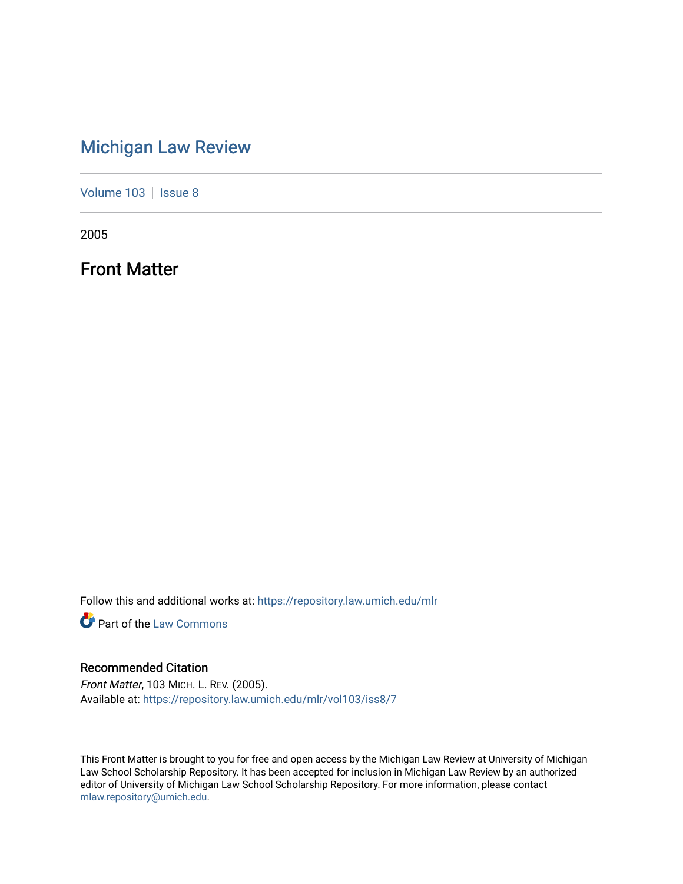# Michigan Law Review

Volume 103 | Issue 8

2005

## Front Matter

Follow this and additional works at: https://repository.law.umich.edu/mlr

Part of the Law Commons

### Recommended Citation

*Front Matter*, 103 MICH. L. REV. (2005).
Available at: https://repository.law.umich.edu/mlr/vol103/iss8/7

This Front Matter is brought to you for free and open access by the Michigan Law Review at University of Michigan Law School Scholarship Repository. It has been accepted for inclusion in Michigan Law Review by an authorized editor of University of Michigan Law School Scholarship Repository. For more information, please contact mlaw.repository@umich.edu.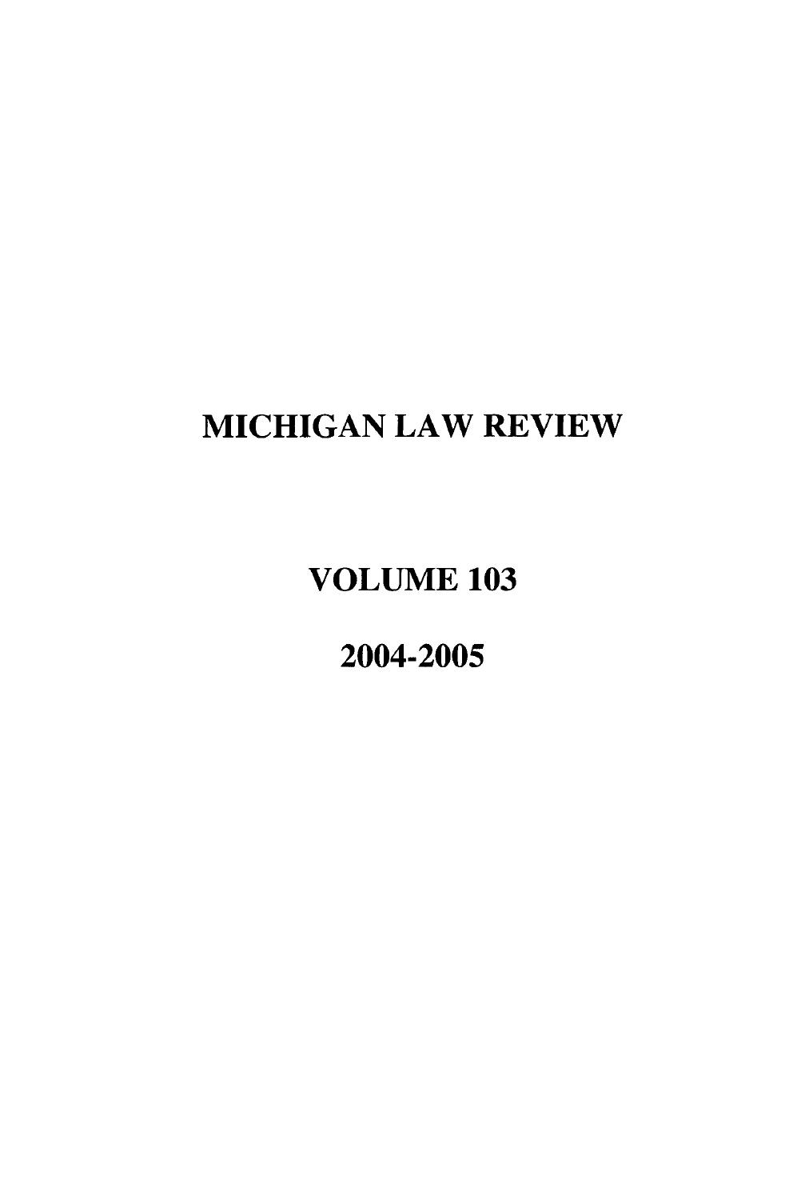# MICHIGAN LAW REVIEW

## VOLUME 103

## 2004-2005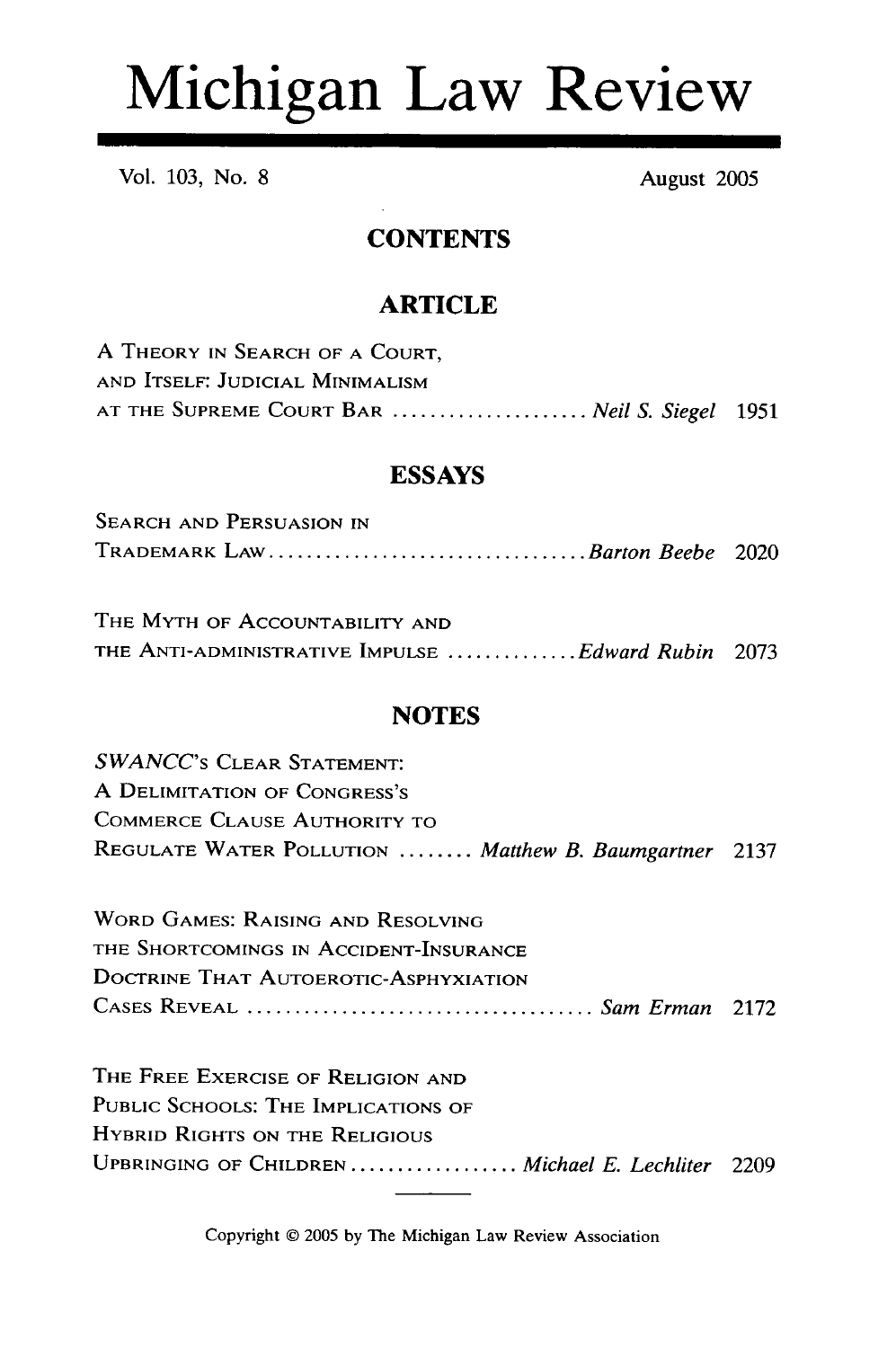# Michigan Law Review

Vol. 103, No. 8 August 2005

## CONTENTS

### ARTICLE

A THEORY IN SEARCH OF A COURT, AND ITSELF: JUDICIAL MINIMALISM AT THE SUPREME COURT BAR ..................... *Neil S. Siegel* 1951

### ESSAYS

SEARCH AND PERSUASION IN TRADEMARK LAW .................................. *Barton Beebe* 2020

THE MYTH OF ACCOUNTABILITY AND THE ANTI-ADMINISTRATIVE IMPULSE .............. *Edward Rubin* 2073

### NOTES

*SWANCC*'S CLEAR STATEMENT: A DELIMITATION OF CONGRESS'S COMMERCE CLAUSE AUTHORITY TO REGULATE WATER POLLUTION ........ *Matthew B. Baumgartner* 2137

WORD GAMES: RAISING AND RESOLVING THE SHORTCOMINGS IN ACCIDENT-INSURANCE DOCTRINE THAT AUTOEROTIC-ASPHYXIATION CASES REVEAL ...................................... *Sam Erman* 2172

THE FREE EXERCISE OF RELIGION AND PUBLIC SCHOOLS: THE IMPLICATIONS OF HYBRID RIGHTS ON THE RELIGIOUS UPBRINGING OF CHILDREN .................. *Michael E. Lechliter* 2209

Copyright © 2005 by The Michigan Law Review Association